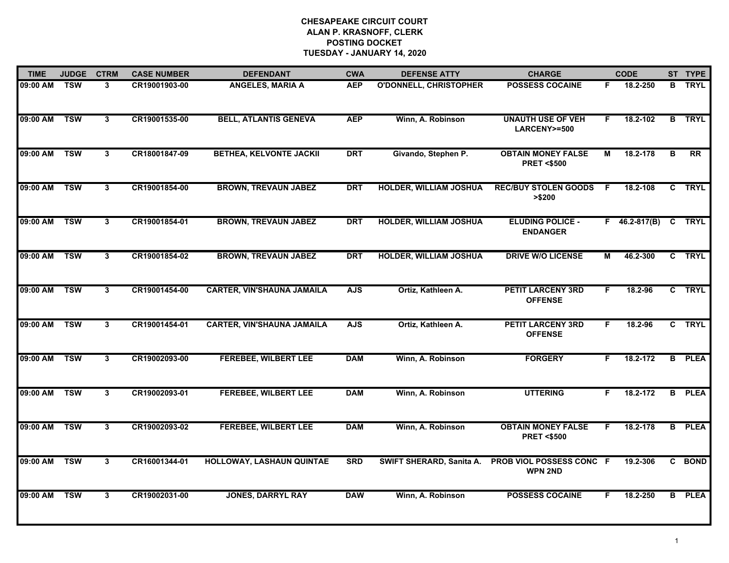**CHESAPEAKE CIRCUIT COURT**
**ALAN P. KRASNOFF, CLERK**
**POSTING DOCKET**
**TUESDAY - JANUARY 14, 2020**

| TIME | JUDGE | CTRM | CASE NUMBER | DEFENDANT | CWA | DEFENSE ATTY | CHARGE | | CODE | ST | TYPE |
|---|---|---|---|---|---|---|---|---|---|---|---|
| 09:00 AM | TSW | 3 | CR19001903-00 | ANGELES, MARIA A | AEP | O'DONNELL, CHRISTOPHER | POSSESS COCAINE | F | 18.2-250 | B | TRYL |
| 09:00 AM | TSW | 3 | CR19001535-00 | BELL, ATLANTIS GENEVA | AEP | Winn, A. Robinson | UNAUTH USE OF VEH LARCENY>=500 | F | 18.2-102 | B | TRYL |
| 09:00 AM | TSW | 3 | CR18001847-09 | BETHEA, KELVONTE JACKII | DRT | Givando, Stephen P. | OBTAIN MONEY FALSE PRET <$500 | M | 18.2-178 | B | RR |
| 09:00 AM | TSW | 3 | CR19001854-00 | BROWN, TREVAUN JABEZ | DRT | HOLDER, WILLIAM JOSHUA | REC/BUY STOLEN GOODS >$200 | F | 18.2-108 | C | TRYL |
| 09:00 AM | TSW | 3 | CR19001854-01 | BROWN, TREVAUN JABEZ | DRT | HOLDER, WILLIAM JOSHUA | ELUDING POLICE - ENDANGER | F | 46.2-817(B) | C | TRYL |
| 09:00 AM | TSW | 3 | CR19001854-02 | BROWN, TREVAUN JABEZ | DRT | HOLDER, WILLIAM JOSHUA | DRIVE W/O LICENSE | M | 46.2-300 | C | TRYL |
| 09:00 AM | TSW | 3 | CR19001454-00 | CARTER, VIN'SHAUNA JAMAILA | AJS | Ortiz, Kathleen A. | PETIT LARCENY 3RD OFFENSE | F | 18.2-96 | C | TRYL |
| 09:00 AM | TSW | 3 | CR19001454-01 | CARTER, VIN'SHAUNA JAMAILA | AJS | Ortiz, Kathleen A. | PETIT LARCENY 3RD OFFENSE | F | 18.2-96 | C | TRYL |
| 09:00 AM | TSW | 3 | CR19002093-00 | FEREBEE, WILBERT LEE | DAM | Winn, A. Robinson | FORGERY | F | 18.2-172 | B | PLEA |
| 09:00 AM | TSW | 3 | CR19002093-01 | FEREBEE, WILBERT LEE | DAM | Winn, A. Robinson | UTTERING | F | 18.2-172 | B | PLEA |
| 09:00 AM | TSW | 3 | CR19002093-02 | FEREBEE, WILBERT LEE | DAM | Winn, A. Robinson | OBTAIN MONEY FALSE PRET <$500 | F | 18.2-178 | B | PLEA |
| 09:00 AM | TSW | 3 | CR16001344-01 | HOLLOWAY, LASHAUN QUINTAE | SRD | SWIFT SHERARD, Sanita A. | PROB VIOL POSSESS CONC WPN 2ND | F | 19.2-306 | C | BOND |
| 09:00 AM | TSW | 3 | CR19002031-00 | JONES, DARRYL RAY | DAW | Winn, A. Robinson | POSSESS COCAINE | F | 18.2-250 | B | PLEA |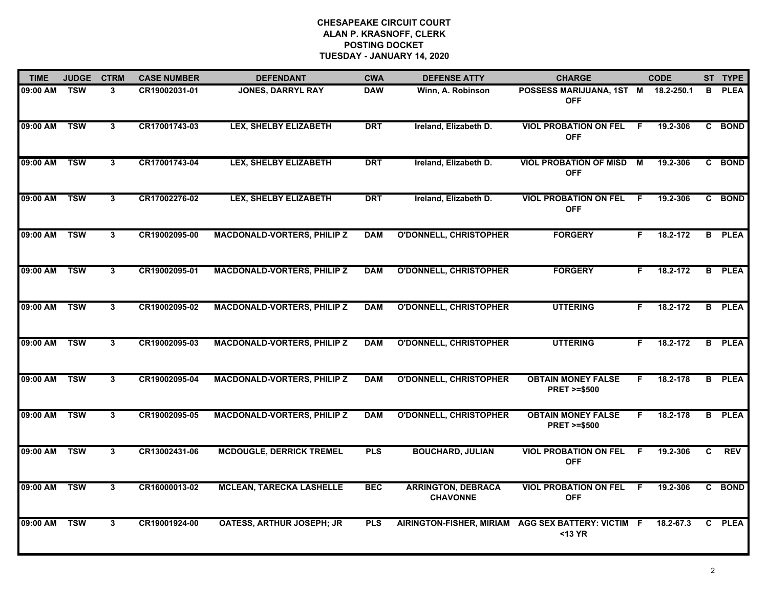# CHESAPEAKE CIRCUIT COURT
## ALAN P. KRASNOFF, CLERK
## POSTING DOCKET
## TUESDAY - JANUARY 14, 2020

| TIME | JUDGE | CTRM | CASE NUMBER | DEFENDANT | CWA | DEFENSE ATTY | CHARGE | | CODE | ST | TYPE |
|---|---|---|---|---|---|---|---|---|---|---|---|
| 09:00 AM | TSW | 3 | CR19002031-01 | JONES, DARRYL RAY | DAW | Winn, A. Robinson | POSSESS MARIJUANA, 1ST OFF | M | 18.2-250.1 | B | PLEA |
| 09:00 AM | TSW | 3 | CR17001743-03 | LEX, SHELBY ELIZABETH | DRT | Ireland, Elizabeth D. | VIOL PROBATION ON FEL OFF | F | 19.2-306 | C | BOND |
| 09:00 AM | TSW | 3 | CR17001743-04 | LEX, SHELBY ELIZABETH | DRT | Ireland, Elizabeth D. | VIOL PROBATION OF MISD OFF | M | 19.2-306 | C | BOND |
| 09:00 AM | TSW | 3 | CR17002276-02 | LEX, SHELBY ELIZABETH | DRT | Ireland, Elizabeth D. | VIOL PROBATION ON FEL OFF | F | 19.2-306 | C | BOND |
| 09:00 AM | TSW | 3 | CR19002095-00 | MACDONALD-VORTERS, PHILIP Z | DAM | O'DONNELL, CHRISTOPHER | FORGERY | F | 18.2-172 | B | PLEA |
| 09:00 AM | TSW | 3 | CR19002095-01 | MACDONALD-VORTERS, PHILIP Z | DAM | O'DONNELL, CHRISTOPHER | FORGERY | F | 18.2-172 | B | PLEA |
| 09:00 AM | TSW | 3 | CR19002095-02 | MACDONALD-VORTERS, PHILIP Z | DAM | O'DONNELL, CHRISTOPHER | UTTERING | F | 18.2-172 | B | PLEA |
| 09:00 AM | TSW | 3 | CR19002095-03 | MACDONALD-VORTERS, PHILIP Z | DAM | O'DONNELL, CHRISTOPHER | UTTERING | F | 18.2-172 | B | PLEA |
| 09:00 AM | TSW | 3 | CR19002095-04 | MACDONALD-VORTERS, PHILIP Z | DAM | O'DONNELL, CHRISTOPHER | OBTAIN MONEY FALSE PRET >=$500 | F | 18.2-178 | B | PLEA |
| 09:00 AM | TSW | 3 | CR19002095-05 | MACDONALD-VORTERS, PHILIP Z | DAM | O'DONNELL, CHRISTOPHER | OBTAIN MONEY FALSE PRET >=$500 | F | 18.2-178 | B | PLEA |
| 09:00 AM | TSW | 3 | CR13002431-06 | MCDOUGLE, DERRICK TREMEL | PLS | BOUCHARD, JULIAN | VIOL PROBATION ON FEL OFF | F | 19.2-306 | C | REV |
| 09:00 AM | TSW | 3 | CR16000013-02 | MCLEAN, TARECKA LASHELLE | BEC | ARRINGTON, DEBRACA CHAVONNE | VIOL PROBATION ON FEL OFF | F | 19.2-306 | C | BOND |
| 09:00 AM | TSW | 3 | CR19001924-00 | OATESS, ARTHUR JOSEPH; JR | PLS | AIRINGTON-FISHER, MIRIAM | AGG SEX BATTERY: VICTIM <13 YR | F | 18.2-67.3 | C | PLEA |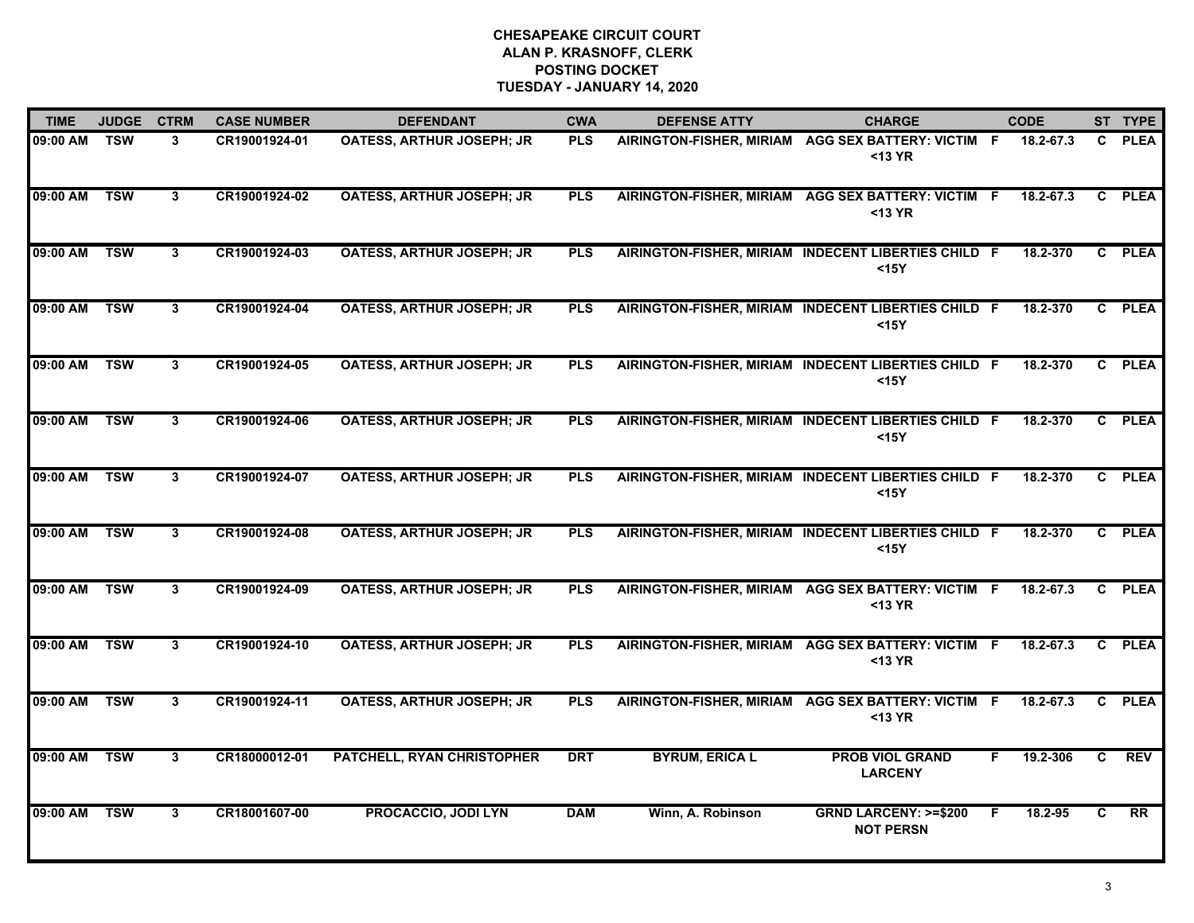# CHESAPEAKE CIRCUIT COURT
## ALAN P. KRASNOFF, CLERK
## POSTING DOCKET
## TUESDAY - JANUARY 14, 2020

| TIME | JUDGE | CTRM | CASE NUMBER | DEFENDANT | CWA | DEFENSE ATTY | CHARGE | | CODE | ST | TYPE |
|---|---|---|---|---|---|---|---|---|---|---|---|
| 09:00 AM | TSW | 3 | CR19001924-01 | OATESS, ARTHUR JOSEPH; JR | PLS | AIRINGTON-FISHER, MIRIAM | AGG SEX BATTERY: VICTIM <13 YR | F | 18.2-67.3 | C | PLEA |
| 09:00 AM | TSW | 3 | CR19001924-02 | OATESS, ARTHUR JOSEPH; JR | PLS | AIRINGTON-FISHER, MIRIAM | AGG SEX BATTERY: VICTIM <13 YR | F | 18.2-67.3 | C | PLEA |
| 09:00 AM | TSW | 3 | CR19001924-03 | OATESS, ARTHUR JOSEPH; JR | PLS | AIRINGTON-FISHER, MIRIAM | INDECENT LIBERTIES CHILD <15Y | F | 18.2-370 | C | PLEA |
| 09:00 AM | TSW | 3 | CR19001924-04 | OATESS, ARTHUR JOSEPH; JR | PLS | AIRINGTON-FISHER, MIRIAM | INDECENT LIBERTIES CHILD <15Y | F | 18.2-370 | C | PLEA |
| 09:00 AM | TSW | 3 | CR19001924-05 | OATESS, ARTHUR JOSEPH; JR | PLS | AIRINGTON-FISHER, MIRIAM | INDECENT LIBERTIES CHILD <15Y | F | 18.2-370 | C | PLEA |
| 09:00 AM | TSW | 3 | CR19001924-06 | OATESS, ARTHUR JOSEPH; JR | PLS | AIRINGTON-FISHER, MIRIAM | INDECENT LIBERTIES CHILD <15Y | F | 18.2-370 | C | PLEA |
| 09:00 AM | TSW | 3 | CR19001924-07 | OATESS, ARTHUR JOSEPH; JR | PLS | AIRINGTON-FISHER, MIRIAM | INDECENT LIBERTIES CHILD <15Y | F | 18.2-370 | C | PLEA |
| 09:00 AM | TSW | 3 | CR19001924-08 | OATESS, ARTHUR JOSEPH; JR | PLS | AIRINGTON-FISHER, MIRIAM | INDECENT LIBERTIES CHILD <15Y | F | 18.2-370 | C | PLEA |
| 09:00 AM | TSW | 3 | CR19001924-09 | OATESS, ARTHUR JOSEPH; JR | PLS | AIRINGTON-FISHER, MIRIAM | AGG SEX BATTERY: VICTIM <13 YR | F | 18.2-67.3 | C | PLEA |
| 09:00 AM | TSW | 3 | CR19001924-10 | OATESS, ARTHUR JOSEPH; JR | PLS | AIRINGTON-FISHER, MIRIAM | AGG SEX BATTERY: VICTIM <13 YR | F | 18.2-67.3 | C | PLEA |
| 09:00 AM | TSW | 3 | CR19001924-11 | OATESS, ARTHUR JOSEPH; JR | PLS | AIRINGTON-FISHER, MIRIAM | AGG SEX BATTERY: VICTIM <13 YR | F | 18.2-67.3 | C | PLEA |
| 09:00 AM | TSW | 3 | CR18000012-01 | PATCHELL, RYAN CHRISTOPHER | DRT | BYRUM, ERICA L | PROB VIOL GRAND LARCENY | F | 19.2-306 | C | REV |
| 09:00 AM | TSW | 3 | CR18001607-00 | PROCACCIO, JODI LYN | DAM | Winn, A. Robinson | GRND LARCENY: >=$200 NOT PERSN | F | 18.2-95 | C | RR |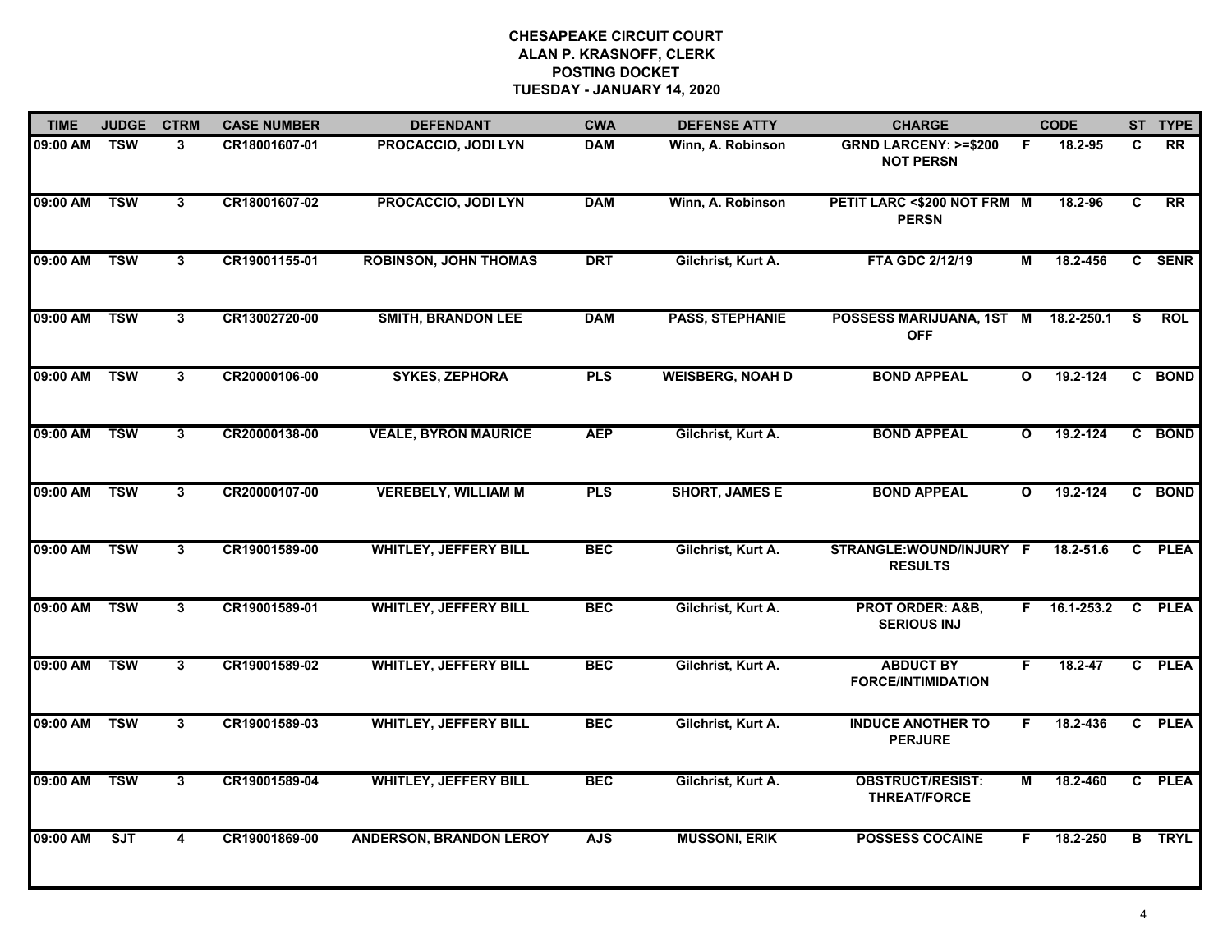# CHESAPEAKE CIRCUIT COURT
## ALAN P. KRASNOFF, CLERK
## POSTING DOCKET
## TUESDAY - JANUARY 14, 2020

| TIME | JUDGE | CTRM | CASE NUMBER | DEFENDANT | CWA | DEFENSE ATTY | CHARGE | | CODE | ST | TYPE |
|---|---|---|---|---|---|---|---|---|---|---|---|
| 09:00 AM | TSW | 3 | CR18001607-01 | PROCACCIO, JODI LYN | DAM | Winn, A. Robinson | GRND LARCENY: >=$200 NOT PERSN | F | 18.2-95 | C | RR |
| 09:00 AM | TSW | 3 | CR18001607-02 | PROCACCIO, JODI LYN | DAM | Winn, A. Robinson | PETIT LARC <$200 NOT FRM PERSN | M | 18.2-96 | C | RR |
| 09:00 AM | TSW | 3 | CR19001155-01 | ROBINSON, JOHN THOMAS | DRT | Gilchrist, Kurt A. | FTA GDC 2/12/19 | M | 18.2-456 | C | SENR |
| 09:00 AM | TSW | 3 | CR13002720-00 | SMITH, BRANDON LEE | DAM | PASS, STEPHANIE | POSSESS MARIJUANA, 1ST OFF | M | 18.2-250.1 | S | ROL |
| 09:00 AM | TSW | 3 | CR20000106-00 | SYKES, ZEPHORA | PLS | WEISBERG, NOAH D | BOND APPEAL | O | 19.2-124 | C | BOND |
| 09:00 AM | TSW | 3 | CR20000138-00 | VEALE, BYRON MAURICE | AEP | Gilchrist, Kurt A. | BOND APPEAL | O | 19.2-124 | C | BOND |
| 09:00 AM | TSW | 3 | CR20000107-00 | VEREBELY, WILLIAM M | PLS | SHORT, JAMES E | BOND APPEAL | O | 19.2-124 | C | BOND |
| 09:00 AM | TSW | 3 | CR19001589-00 | WHITLEY, JEFFERY BILL | BEC | Gilchrist, Kurt A. | STRANGLE:WOUND/INJURY RESULTS | F | 18.2-51.6 | C | PLEA |
| 09:00 AM | TSW | 3 | CR19001589-01 | WHITLEY, JEFFERY BILL | BEC | Gilchrist, Kurt A. | PROT ORDER: A&B, SERIOUS INJ | F | 16.1-253.2 | C | PLEA |
| 09:00 AM | TSW | 3 | CR19001589-02 | WHITLEY, JEFFERY BILL | BEC | Gilchrist, Kurt A. | ABDUCT BY FORCE/INTIMIDATION | F | 18.2-47 | C | PLEA |
| 09:00 AM | TSW | 3 | CR19001589-03 | WHITLEY, JEFFERY BILL | BEC | Gilchrist, Kurt A. | INDUCE ANOTHER TO PERJURE | F | 18.2-436 | C | PLEA |
| 09:00 AM | TSW | 3 | CR19001589-04 | WHITLEY, JEFFERY BILL | BEC | Gilchrist, Kurt A. | OBSTRUCT/RESIST: THREAT/FORCE | M | 18.2-460 | C | PLEA |
| 09:00 AM | SJT | 4 | CR19001869-00 | ANDERSON, BRANDON LEROY | AJS | MUSSONI, ERIK | POSSESS COCAINE | F | 18.2-250 | B | TRYL |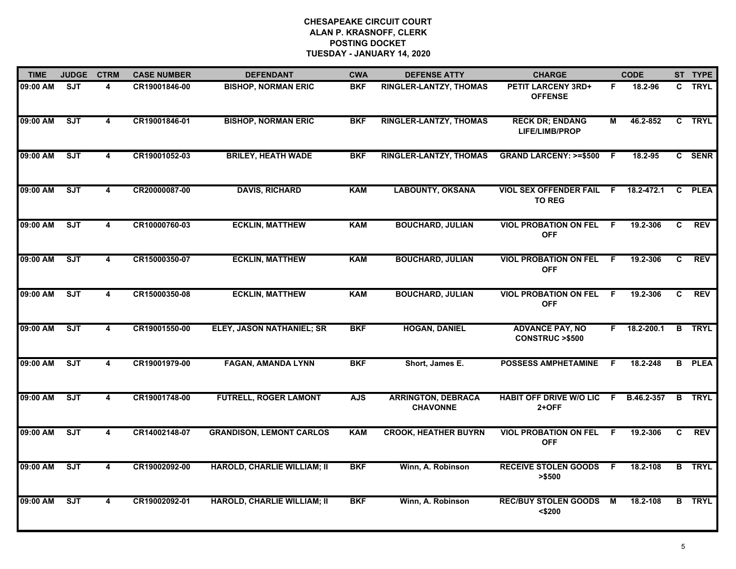# CHESAPEAKE CIRCUIT COURT
## ALAN P. KRASNOFF, CLERK
## POSTING DOCKET
## TUESDAY - JANUARY 14, 2020

| TIME | JUDGE | CTRM | CASE NUMBER | DEFENDANT | CWA | DEFENSE ATTY | CHARGE | | CODE | ST | TYPE |
|---|---|---|---|---|---|---|---|---|---|---|---|
| 09:00 AM | SJT | 4 | CR19001846-00 | BISHOP, NORMAN ERIC | BKF | RINGLER-LANTZY, THOMAS | PETIT LARCENY 3RD+ OFFENSE | F | 18.2-96 | C | TRYL |
| 09:00 AM | SJT | 4 | CR19001846-01 | BISHOP, NORMAN ERIC | BKF | RINGLER-LANTZY, THOMAS | RECK DR; ENDANG LIFE/LIMB/PROP | M | 46.2-852 | C | TRYL |
| 09:00 AM | SJT | 4 | CR19001052-03 | BRILEY, HEATH WADE | BKF | RINGLER-LANTZY, THOMAS | GRAND LARCENY: >=$500 | F | 18.2-95 | C | SENR |
| 09:00 AM | SJT | 4 | CR20000087-00 | DAVIS, RICHARD | KAM | LABOUNTY, OKSANA | VIOL SEX OFFENDER FAIL TO REG | F | 18.2-472.1 | C | PLEA |
| 09:00 AM | SJT | 4 | CR10000760-03 | ECKLIN, MATTHEW | KAM | BOUCHARD, JULIAN | VIOL PROBATION ON FEL OFF | F | 19.2-306 | C | REV |
| 09:00 AM | SJT | 4 | CR15000350-07 | ECKLIN, MATTHEW | KAM | BOUCHARD, JULIAN | VIOL PROBATION ON FEL OFF | F | 19.2-306 | C | REV |
| 09:00 AM | SJT | 4 | CR15000350-08 | ECKLIN, MATTHEW | KAM | BOUCHARD, JULIAN | VIOL PROBATION ON FEL OFF | F | 19.2-306 | C | REV |
| 09:00 AM | SJT | 4 | CR19001550-00 | ELEY, JASON NATHANIEL; SR | BKF | HOGAN, DANIEL | ADVANCE PAY, NO CONSTRUC >$500 | F | 18.2-200.1 | B | TRYL |
| 09:00 AM | SJT | 4 | CR19001979-00 | FAGAN, AMANDA LYNN | BKF | Short, James E. | POSSESS AMPHETAMINE | F | 18.2-248 | B | PLEA |
| 09:00 AM | SJT | 4 | CR19001748-00 | FUTRELL, ROGER LAMONT | AJS | ARRINGTON, DEBRACA CHAVONNE | HABIT OFF DRIVE W/O LIC 2+OFF | F | B.46.2-357 | B | TRYL |
| 09:00 AM | SJT | 4 | CR14002148-07 | GRANDISON, LEMONT CARLOS | KAM | CROOK, HEATHER BUYRN | VIOL PROBATION ON FEL OFF | F | 19.2-306 | C | REV |
| 09:00 AM | SJT | 4 | CR19002092-00 | HAROLD, CHARLIE WILLIAM; II | BKF | Winn, A. Robinson | RECEIVE STOLEN GOODS >$500 | F | 18.2-108 | B | TRYL |
| 09:00 AM | SJT | 4 | CR19002092-01 | HAROLD, CHARLIE WILLIAM; II | BKF | Winn, A. Robinson | REC/BUY STOLEN GOODS <$200 | M | 18.2-108 | B | TRYL |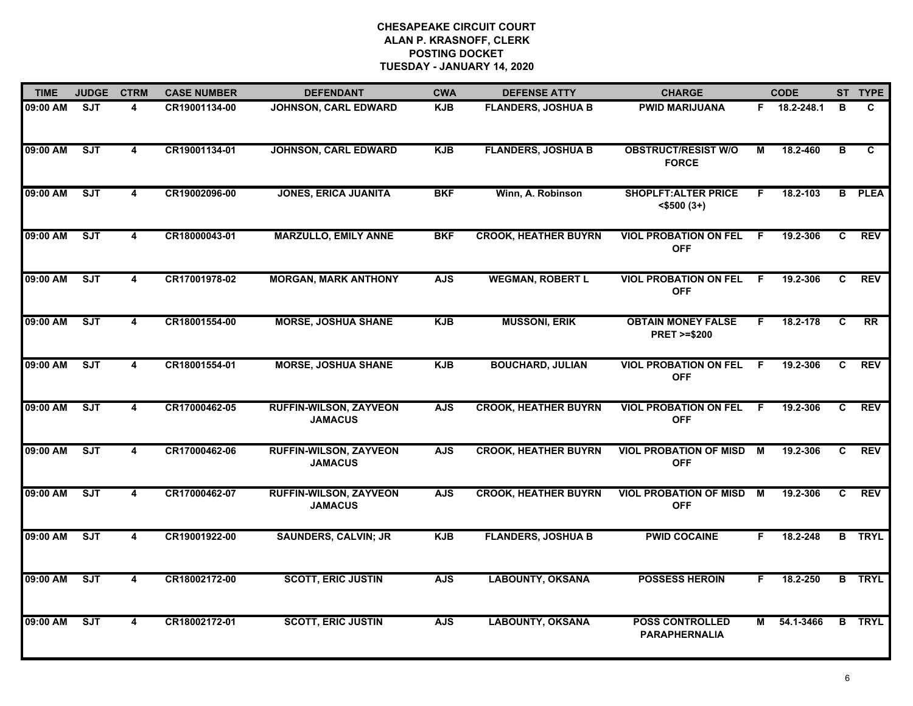# CHESAPEAKE CIRCUIT COURT
## ALAN P. KRASNOFF, CLERK
## POSTING DOCKET
## TUESDAY - JANUARY 14, 2020

| TIME | JUDGE | CTRM | CASE NUMBER | DEFENDANT | CWA | DEFENSE ATTY | CHARGE | | CODE | ST | TYPE |
|---|---|---|---|---|---|---|---|---|---|---|---|
| 09:00 AM | SJT | 4 | CR19001134-00 | JOHNSON, CARL EDWARD | KJB | FLANDERS, JOSHUA B | PWID MARIJUANA | F | 18.2-248.1 | B | C |
| 09:00 AM | SJT | 4 | CR19001134-01 | JOHNSON, CARL EDWARD | KJB | FLANDERS, JOSHUA B | OBSTRUCT/RESIST W/O FORCE | M | 18.2-460 | B | C |
| 09:00 AM | SJT | 4 | CR19002096-00 | JONES, ERICA JUANITA | BKF | Winn, A. Robinson | SHOPLFT:ALTER PRICE <$500 (3+) | F | 18.2-103 | B | PLEA |
| 09:00 AM | SJT | 4 | CR18000043-01 | MARZULLO, EMILY ANNE | BKF | CROOK, HEATHER BUYRN | VIOL PROBATION ON FEL OFF | F | 19.2-306 | C | REV |
| 09:00 AM | SJT | 4 | CR17001978-02 | MORGAN, MARK ANTHONY | AJS | WEGMAN, ROBERT L | VIOL PROBATION ON FEL OFF | F | 19.2-306 | C | REV |
| 09:00 AM | SJT | 4 | CR18001554-00 | MORSE, JOSHUA SHANE | KJB | MUSSONI, ERIK | OBTAIN MONEY FALSE PRET >=$200 | F | 18.2-178 | C | RR |
| 09:00 AM | SJT | 4 | CR18001554-01 | MORSE, JOSHUA SHANE | KJB | BOUCHARD, JULIAN | VIOL PROBATION ON FEL OFF | F | 19.2-306 | C | REV |
| 09:00 AM | SJT | 4 | CR17000462-05 | RUFFIN-WILSON, ZAYVEON JAMACUS | AJS | CROOK, HEATHER BUYRN | VIOL PROBATION ON FEL OFF | F | 19.2-306 | C | REV |
| 09:00 AM | SJT | 4 | CR17000462-06 | RUFFIN-WILSON, ZAYVEON JAMACUS | AJS | CROOK, HEATHER BUYRN | VIOL PROBATION OF MISD OFF | M | 19.2-306 | C | REV |
| 09:00 AM | SJT | 4 | CR17000462-07 | RUFFIN-WILSON, ZAYVEON JAMACUS | AJS | CROOK, HEATHER BUYRN | VIOL PROBATION OF MISD OFF | M | 19.2-306 | C | REV |
| 09:00 AM | SJT | 4 | CR19001922-00 | SAUNDERS, CALVIN; JR | KJB | FLANDERS, JOSHUA B | PWID COCAINE | F | 18.2-248 | B | TRYL |
| 09:00 AM | SJT | 4 | CR18002172-00 | SCOTT, ERIC JUSTIN | AJS | LABOUNTY, OKSANA | POSSESS HEROIN | F | 18.2-250 | B | TRYL |
| 09:00 AM | SJT | 4 | CR18002172-01 | SCOTT, ERIC JUSTIN | AJS | LABOUNTY, OKSANA | POSS CONTROLLED PARAPHERNALIA | M | 54.1-3466 | B | TRYL |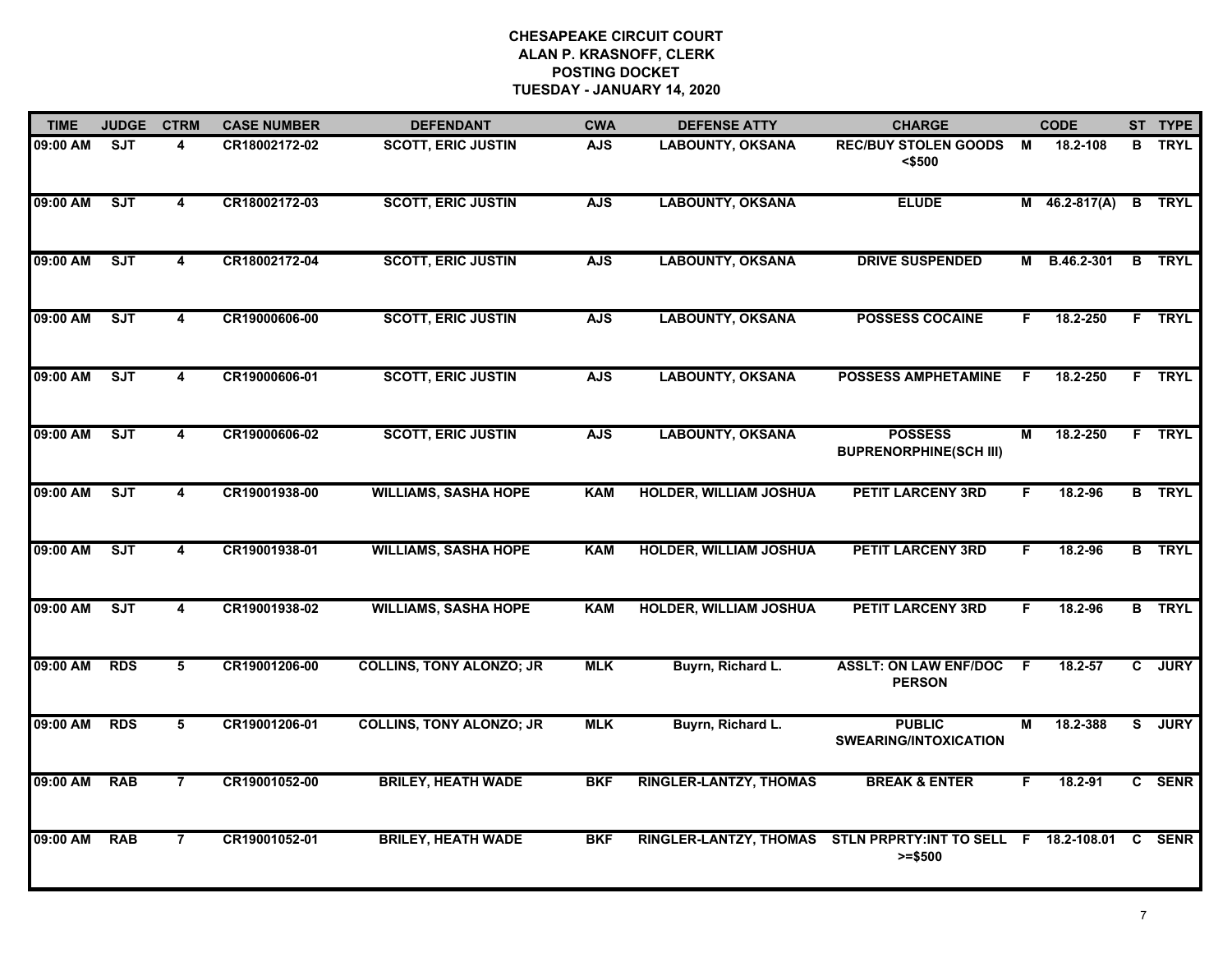# CHESAPEAKE CIRCUIT COURT
## ALAN P. KRASNOFF, CLERK
## POSTING DOCKET
## TUESDAY - JANUARY 14, 2020

| TIME | JUDGE | CTRM | CASE NUMBER | DEFENDANT | CWA | DEFENSE ATTY | CHARGE | | CODE | ST | TYPE |
|---|---|---|---|---|---|---|---|---|---|---|---|
| 09:00 AM | SJT | 4 | CR18002172-02 | SCOTT, ERIC JUSTIN | AJS | LABOUNTY, OKSANA | REC/BUY STOLEN GOODS <$500 | M | 18.2-108 | B | TRYL |
| 09:00 AM | SJT | 4 | CR18002172-03 | SCOTT, ERIC JUSTIN | AJS | LABOUNTY, OKSANA | ELUDE | M | 46.2-817(A) | B | TRYL |
| 09:00 AM | SJT | 4 | CR18002172-04 | SCOTT, ERIC JUSTIN | AJS | LABOUNTY, OKSANA | DRIVE SUSPENDED | M | B.46.2-301 | B | TRYL |
| 09:00 AM | SJT | 4 | CR19000606-00 | SCOTT, ERIC JUSTIN | AJS | LABOUNTY, OKSANA | POSSESS COCAINE | F | 18.2-250 | F | TRYL |
| 09:00 AM | SJT | 4 | CR19000606-01 | SCOTT, ERIC JUSTIN | AJS | LABOUNTY, OKSANA | POSSESS AMPHETAMINE | F | 18.2-250 | F | TRYL |
| 09:00 AM | SJT | 4 | CR19000606-02 | SCOTT, ERIC JUSTIN | AJS | LABOUNTY, OKSANA | POSSESS BUPRENORPHINE(SCH III) | M | 18.2-250 | F | TRYL |
| 09:00 AM | SJT | 4 | CR19001938-00 | WILLIAMS, SASHA HOPE | KAM | HOLDER, WILLIAM JOSHUA | PETIT LARCENY 3RD | F | 18.2-96 | B | TRYL |
| 09:00 AM | SJT | 4 | CR19001938-01 | WILLIAMS, SASHA HOPE | KAM | HOLDER, WILLIAM JOSHUA | PETIT LARCENY 3RD | F | 18.2-96 | B | TRYL |
| 09:00 AM | SJT | 4 | CR19001938-02 | WILLIAMS, SASHA HOPE | KAM | HOLDER, WILLIAM JOSHUA | PETIT LARCENY 3RD | F | 18.2-96 | B | TRYL |
| 09:00 AM | RDS | 5 | CR19001206-00 | COLLINS, TONY ALONZO; JR | MLK | Buyrn, Richard L. | ASSLT: ON LAW ENF/DOC PERSON | F | 18.2-57 | C | JURY |
| 09:00 AM | RDS | 5 | CR19001206-01 | COLLINS, TONY ALONZO; JR | MLK | Buyrn, Richard L. | PUBLIC SWEARING/INTOXICATION | M | 18.2-388 | S | JURY |
| 09:00 AM | RAB | 7 | CR19001052-00 | BRILEY, HEATH WADE | BKF | RINGLER-LANTZY, THOMAS | BREAK & ENTER | F | 18.2-91 | C | SENR |
| 09:00 AM | RAB | 7 | CR19001052-01 | BRILEY, HEATH WADE | BKF | RINGLER-LANTZY, THOMAS | STLN PRPRTY:INT TO SELL >=$500 | F | 18.2-108.01 | C | SENR |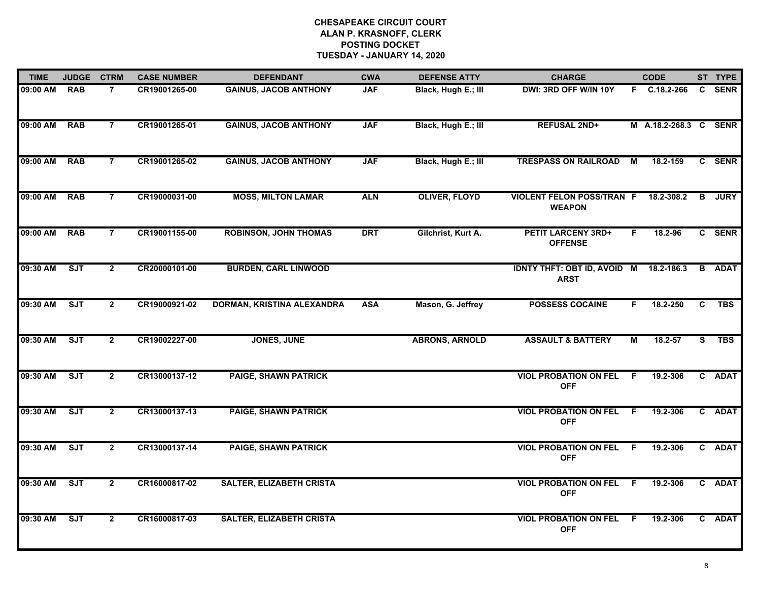# CHESAPEAKE CIRCUIT COURT
## ALAN P. KRASNOFF, CLERK
## POSTING DOCKET
## TUESDAY - JANUARY 14, 2020

| TIME | JUDGE | CTRM | CASE NUMBER | DEFENDANT | CWA | DEFENSE ATTY | CHARGE | | CODE | ST | TYPE |
|---|---|---|---|---|---|---|---|---|---|---|---|
| 09:00 AM | RAB | 7 | CR19001265-00 | GAINUS, JACOB ANTHONY | JAF | Black, Hugh E.; III | DWI: 3RD OFF W/IN 10Y | F | C.18.2-266 | C | SENR |
| 09:00 AM | RAB | 7 | CR19001265-01 | GAINUS, JACOB ANTHONY | JAF | Black, Hugh E.; III | REFUSAL 2ND+ | M | A.18.2-268.3 | C | SENR |
| 09:00 AM | RAB | 7 | CR19001265-02 | GAINUS, JACOB ANTHONY | JAF | Black, Hugh E.; III | TRESPASS ON RAILROAD | M | 18.2-159 | C | SENR |
| 09:00 AM | RAB | 7 | CR19000031-00 | MOSS, MILTON LAMAR | ALN | OLIVER, FLOYD | VIOLENT FELON POSS/TRAN WEAPON | F | 18.2-308.2 | B | JURY |
| 09:00 AM | RAB | 7 | CR19001155-00 | ROBINSON, JOHN THOMAS | DRT | Gilchrist, Kurt A. | PETIT LARCENY 3RD+ OFFENSE | F | 18.2-96 | C | SENR |
| 09:30 AM | SJT | 2 | CR20000101-00 | BURDEN, CARL LINWOOD | | | IDNTY THFT: OBT ID, AVOID ARST | M | 18.2-186.3 | B | ADAT |
| 09:30 AM | SJT | 2 | CR19000921-02 | DORMAN, KRISTINA ALEXANDRA | ASA | Mason, G. Jeffrey | POSSESS COCAINE | F | 18.2-250 | C | TBS |
| 09:30 AM | SJT | 2 | CR19002227-00 | JONES, JUNE | | ABRONS, ARNOLD | ASSAULT & BATTERY | M | 18.2-57 | S | TBS |
| 09:30 AM | SJT | 2 | CR13000137-12 | PAIGE, SHAWN PATRICK | | | VIOL PROBATION ON FEL OFF | F | 19.2-306 | C | ADAT |
| 09:30 AM | SJT | 2 | CR13000137-13 | PAIGE, SHAWN PATRICK | | | VIOL PROBATION ON FEL OFF | F | 19.2-306 | C | ADAT |
| 09:30 AM | SJT | 2 | CR13000137-14 | PAIGE, SHAWN PATRICK | | | VIOL PROBATION ON FEL OFF | F | 19.2-306 | C | ADAT |
| 09:30 AM | SJT | 2 | CR16000817-02 | SALTER, ELIZABETH CRISTA | | | VIOL PROBATION ON FEL OFF | F | 19.2-306 | C | ADAT |
| 09:30 AM | SJT | 2 | CR16000817-03 | SALTER, ELIZABETH CRISTA | | | VIOL PROBATION ON FEL OFF | F | 19.2-306 | C | ADAT |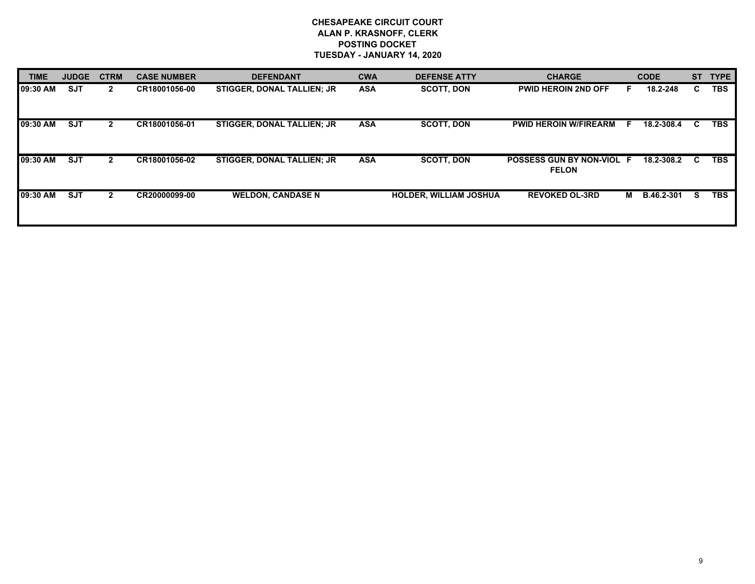# CHESAPEAKE CIRCUIT COURT
## ALAN P. KRASNOFF, CLERK
## POSTING DOCKET
## TUESDAY - JANUARY 14, 2020

| TIME | JUDGE | CTRM | CASE NUMBER | DEFENDANT | CWA | DEFENSE ATTY | CHARGE | | CODE | ST | TYPE |
|---|---|---|---|---|---|---|---|---|---|---|---|
| 09:30 AM | SJT | 2 | CR18001056-00 | STIGGER, DONAL TALLIEN; JR | ASA | SCOTT, DON | PWID HEROIN 2ND OFF | F | 18.2-248 | C | TBS |
| 09:30 AM | SJT | 2 | CR18001056-01 | STIGGER, DONAL TALLIEN; JR | ASA | SCOTT, DON | PWID HEROIN W/FIREARM | F | 18.2-308.4 | C | TBS |
| 09:30 AM | SJT | 2 | CR18001056-02 | STIGGER, DONAL TALLIEN; JR | ASA | SCOTT, DON | POSSESS GUN BY NON-VIOL FELON | F | 18.2-308.2 | C | TBS |
| 09:30 AM | SJT | 2 | CR20000099-00 | WELDON, CANDASE N | | HOLDER, WILLIAM JOSHUA | REVOKED OL-3RD | M | B.46.2-301 | S | TBS |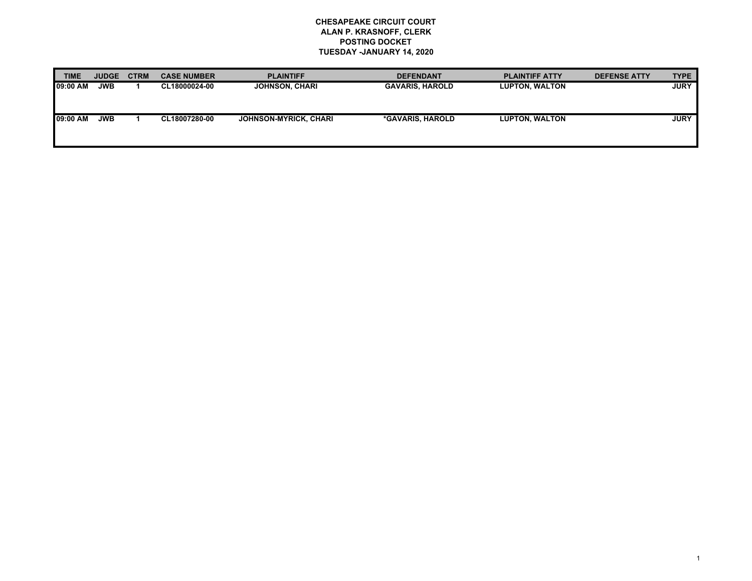**CHESAPEAKE CIRCUIT COURT**
**ALAN P. KRASNOFF, CLERK**
**POSTING DOCKET**
**TUESDAY -JANUARY 14, 2020**

| TIME | JUDGE | CTRM | CASE NUMBER | PLAINTIFF | DEFENDANT | PLAINTIFF ATTY | DEFENSE ATTY | TYPE |
|---|---|---|---|---|---|---|---|---|
| 09:00 AM | JWB | 1 | CL18000024-00 | JOHNSON, CHARI | GAVARIS, HAROLD | LUPTON, WALTON | | JURY |
| 09:00 AM | JWB | 1 | CL18007280-00 | JOHNSON-MYRICK, CHARI | *GAVARIS, HAROLD | LUPTON, WALTON | | JURY |